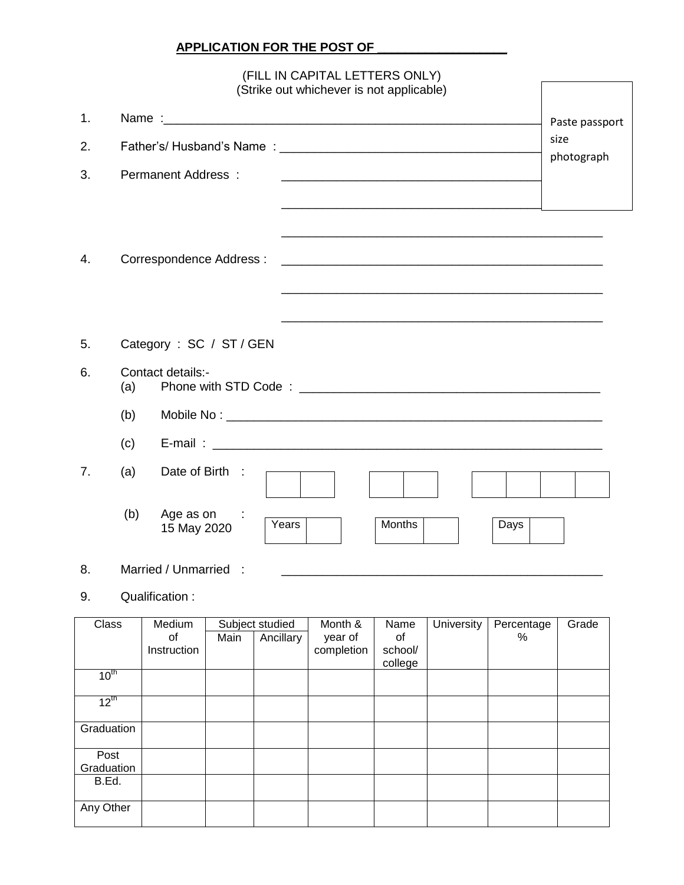## APPLICATION FOR THE POST OF ___________________

(FILL IN CAPITAL LETTERS ONLY)
(Strike out whichever is not applicable)

Paste passport size photograph

1. Name :________________________________________________________

2. Father's/ Husband's Name : ______________________________________

3. Permanent Address : ______________________________________________

______________________________________________

______________________________________________

4. Correspondence Address : ______________________________________________

______________________________________________

______________________________________________

5. Category : SC / ST / GEN

6. Contact details:-
   (a) Phone with STD Code : ____________________________________________
   (b) Mobile No : ______________________________________________________
   (c) E-mail : _________________________________________________________

7. (a) Date of Birth : [ | ] [ | ] [ | | | ]

   (b) Age as on 15 May 2020 : Years [ ] Months [ ] Days [ ]

8. Married / Unmarried : ______________________________________________

9. Qualification :

| Class | Medium of Instruction | Subject studied | | Month & year of completion | Name of school/ college | University | Percentage % | Grade |
|---|---|---|---|---|---|---|---|---|
| | | Main | Ancillary | | | | | |
| 10th | | | | | | | | |
| 12th | | | | | | | | |
| Graduation | | | | | | | | |
| Post Graduation | | | | | | | | |
| B.Ed. | | | | | | | | |
| Any Other | | | | | | | | |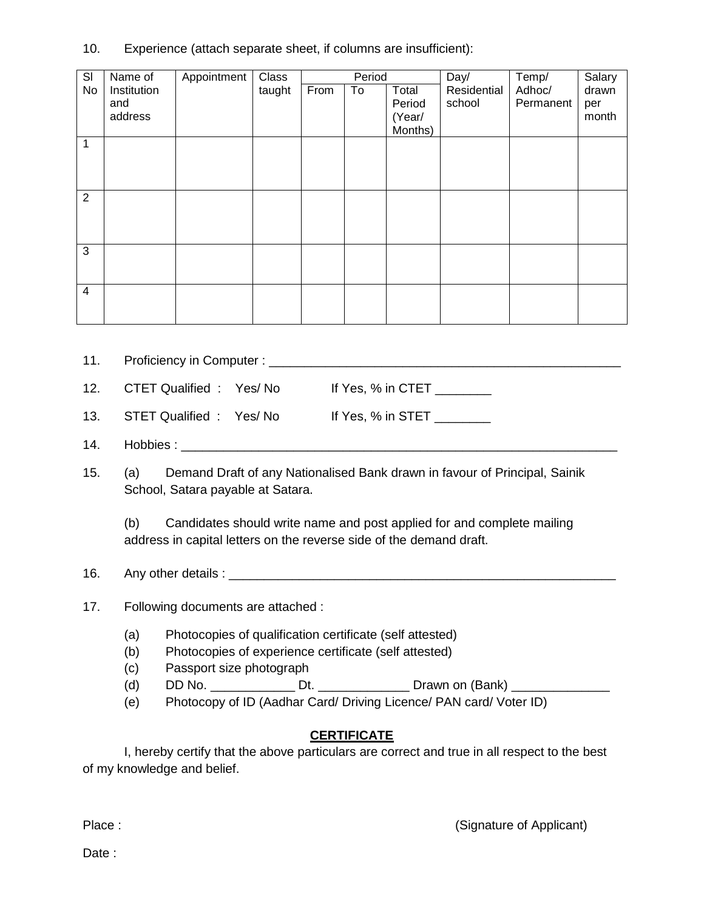10. Experience (attach separate sheet, if columns are insufficient):

| Sl No | Name of Institution and address | Appointment | Class taught | Period | | | Day/ Residential school | Temp/ Adhoc/ Permanent | Salary drawn per month |
|---|---|---|---|---|---|---|---|---|---|
| | | | | From | To | Total Period (Year/ Months) | | | |
| 1 | | | | | | | | | |
| 2 | | | | | | | | | |
| 3 | | | | | | | | | |
| 4 | | | | | | | | | |

11. Proficiency in Computer : ___________________________________________________

12. CTET Qualified : Yes/ No If Yes, % in CTET ________

13. STET Qualified : Yes/ No If Yes, % in STET ________

14. Hobbies : _______________________________________________________________

15. (a) Demand Draft of any Nationalised Bank drawn in favour of Principal, Sainik School, Satara payable at Satara.

    (b) Candidates should write name and post applied for and complete mailing address in capital letters on the reverse side of the demand draft.

16. Any other details : _________________________________________________________

17. Following documents are attached :

    (a) Photocopies of qualification certificate (self attested)
    (b) Photocopies of experience certificate (self attested)
    (c) Passport size photograph
    (d) DD No. ____________ Dt. _____________ Drawn on (Bank) ______________
    (e) Photocopy of ID (Aadhar Card/ Driving Licence/ PAN card/ Voter ID)

**CERTIFICATE**

I, hereby certify that the above particulars are correct and true in all respect to the best of my knowledge and belief.

Place : (Signature of Applicant)

Date :